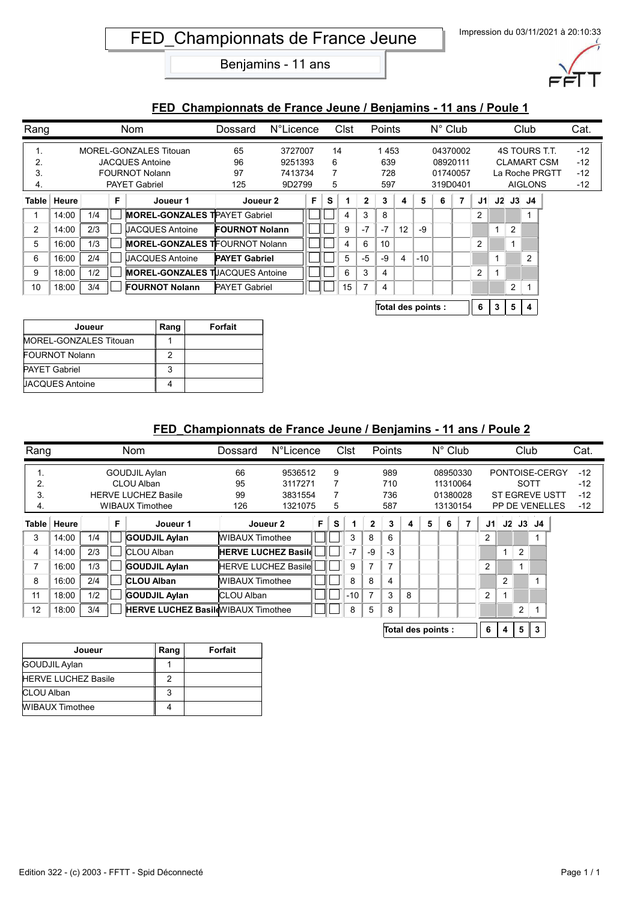# FED_Championnats de France Jeune

Benjamins - 11 ans

Impression du 03/11/2021 à 20:10:33

## FED_Championnats de France Jeune / Benjamins - 11 ans / Poule 1

| Rang | Nom | Dossard | N°Licence | Clst | Points | N° Club | Club | Cat. |
|---|---|---|---|---|---|---|---|---|
| 1. | MOREL-GONZALES Titouan | 65 | 3727007 | 14 | 1 453 | 04370002 | 4S TOURS T.T. | -12 |
| 2. | JACQUES Antoine | 96 | 9251393 | 6 | 639 | 08920111 | CLAMART CSM | -12 |
| 3. | FOURNOT Nolann | 97 | 7413734 | 7 | 728 | 01740057 | La Roche PRGTT | -12 |
| 4. | PAYET Gabriel | 125 | 9D2799 | 5 | 597 | 319D0401 | AIGLONS | -12 |

| Table | Heure | | F | Joueur 1 | Joueur 2 | F | S | 1 | 2 | 3 | 4 | 5 | 6 | 7 | J1 | J2 | J3 | J4 |
|---|---|---|---|---|---|---|---|---|---|---|---|---|---|---|---|---|---|---|
| 1 | 14:00 | 1/4 | | **MOREL-GONZALES T** | PAYET Gabriel | | | 4 | 3 | 8 | | | | | 2 | | | 1 |
| 2 | 14:00 | 2/3 | | JACQUES Antoine | **FOURNOT Nolann** | | | 9 | -7 | -7 | 12 | -9 | | | | 1 | 2 | |
| 5 | 16:00 | 1/3 | | **MOREL-GONZALES T** | FOURNOT Nolann | | | 4 | 6 | 10 | | | | | 2 | | 1 | |
| 6 | 16:00 | 2/4 | | JACQUES Antoine | **PAYET Gabriel** | | | 5 | -5 | -9 | 4 | -10 | | | | 1 | | 2 |
| 9 | 18:00 | 1/2 | | **MOREL-GONZALES T** | JACQUES Antoine | | | 6 | 3 | 4 | | | | | 2 | 1 | | |
| 10 | 18:00 | 3/4 | | **FOURNOT Nolann** | PAYET Gabriel | | | 15 | 7 | 4 | | | | | | | 2 | 1 |
| | | | | | | | | | | Total des points : | | | | | 6 | 3 | 5 | 4 |

| Joueur | Rang | Forfait |
|---|---|---|
| MOREL-GONZALES Titouan | 1 | |
| FOURNOT Nolann | 2 | |
| PAYET Gabriel | 3 | |
| JACQUES Antoine | 4 | |

## FED_Championnats de France Jeune / Benjamins - 11 ans / Poule 2

| Rang | Nom | Dossard | N°Licence | Clst | Points | N° Club | Club | Cat. |
|---|---|---|---|---|---|---|---|---|
| 1. | GOUDJIL Aylan | 66 | 9536512 | 9 | 989 | 08950330 | PONTOISE-CERGY | -12 |
| 2. | CLOU Alban | 95 | 3117271 | 7 | 710 | 11310064 | SOTT | -12 |
| 3. | HERVE LUCHEZ Basile | 99 | 3831554 | 7 | 736 | 01380028 | ST EGREVE USTT | -12 |
| 4. | WIBAUX Timothee | 126 | 1321075 | 5 | 587 | 13130154 | PP DE VENELLES | -12 |

| Table | Heure | | F | Joueur 1 | Joueur 2 | F | S | 1 | 2 | 3 | 4 | 5 | 6 | 7 | J1 | J2 | J3 | J4 |
|---|---|---|---|---|---|---|---|---|---|---|---|---|---|---|---|---|---|---|
| 3 | 14:00 | 1/4 | | **GOUDJIL Aylan** | WIBAUX Timothee | | | 3 | 8 | 6 | | | | | 2 | | | 1 |
| 4 | 14:00 | 2/3 | | CLOU Alban | **HERVE LUCHEZ Basile** | | | -7 | -9 | -3 | | | | | | 1 | 2 | |
| 7 | 16:00 | 1/3 | | **GOUDJIL Aylan** | HERVE LUCHEZ Basile | | | 9 | 7 | 7 | | | | | 2 | | 1 | |
| 8 | 16:00 | 2/4 | | **CLOU Alban** | WIBAUX Timothee | | | 8 | 8 | 4 | | | | | | 2 | | 1 |
| 11 | 18:00 | 1/2 | | **GOUDJIL Aylan** | CLOU Alban | | | -10 | 7 | 3 | 8 | | | | 2 | 1 | | |
| 12 | 18:00 | 3/4 | | **HERVE LUCHEZ Basile** | WIBAUX Timothee | | | 8 | 5 | 8 | | | | | | | 2 | 1 |
| | | | | | | | | | | Total des points : | | | | | 6 | 4 | 5 | 3 |

| Joueur | Rang | Forfait |
|---|---|---|
| GOUDJIL Aylan | 1 | |
| HERVE LUCHEZ Basile | 2 | |
| CLOU Alban | 3 | |
| WIBAUX Timothee | 4 | |

Edition 322 - (c) 2003 - FFTT - Spid Déconnecté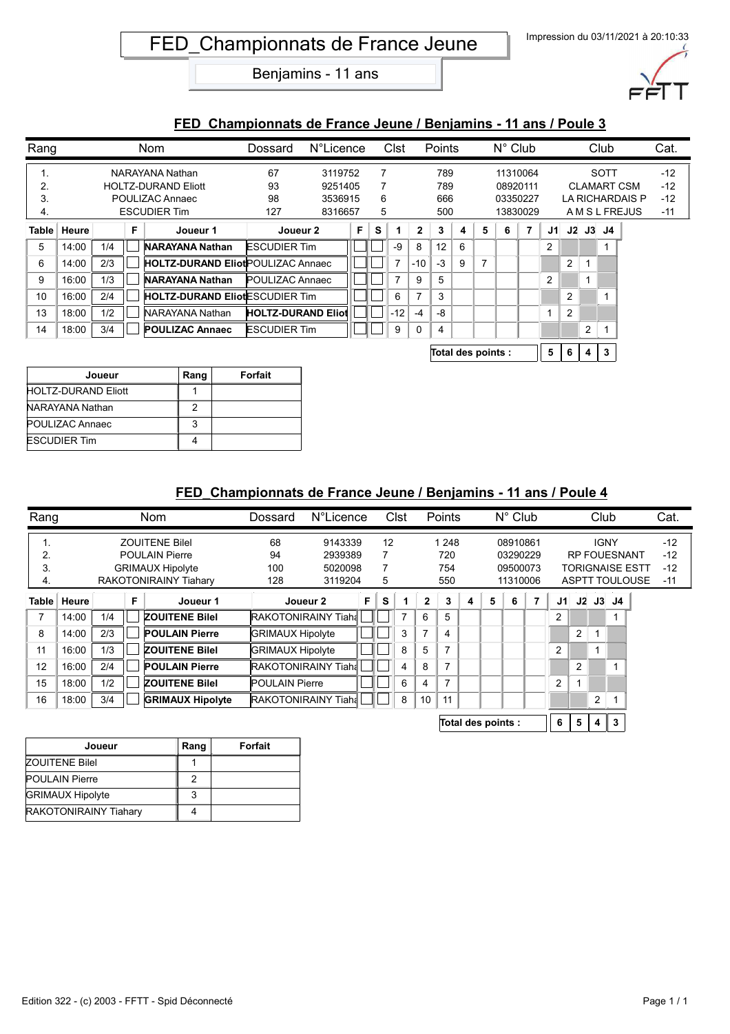# FED_Championnats de France Jeune

Benjamins - 11 ans

Impression du 03/11/2021 à 20:10:33

## FED Championnats de France Jeune / Benjamins - 11 ans / Poule 3

| Rang | Nom | Dossard | N°Licence | Clst | Points | N° Club | Club | Cat. |
|---|---|---|---|---|---|---|---|---|
| 1. | NARAYANA Nathan | 67 | 3119752 | 7 | 789 | 11310064 | SOTT | -12 |
| 2. | HOLTZ-DURAND Eliott | 93 | 9251405 | 7 | 789 | 08920111 | CLAMART CSM | -12 |
| 3. | POULIZAC Annaec | 98 | 3536915 | 6 | 666 | 03350227 | LA RICHARDAIS P | -12 |
| 4. | ESCUDIER Tim | 127 | 8316657 | 5 | 500 | 13830029 | A M S L FREJUS | -11 |

| Table | Heure | | F | Joueur 1 | Joueur 2 | F | S | 1 | 2 | 3 | 4 | 5 | 6 | 7 | J1 | J2 | J3 | J4 |
|---|---|---|---|---|---|---|---|---|---|---|---|---|---|---|---|---|---|---|
| 5 | 14:00 | 1/4 | | **NARAYANA Nathan** | ESCUDIER Tim | | | -9 | 8 | 12 | 6 | | | | 2 | | | 1 |
| 6 | 14:00 | 2/3 | | **HOLTZ-DURAND Eliot** | POULIZAC Annaec | | | 7 | -10 | -3 | 9 | 7 | | | | 2 | 1 | |
| 9 | 16:00 | 1/3 | | **NARAYANA Nathan** | POULIZAC Annaec | | | 7 | 9 | 5 | | | | | 2 | | 1 | |
| 10 | 16:00 | 2/4 | | **HOLTZ-DURAND Eliot** | ESCUDIER Tim | | | 6 | 7 | 3 | | | | | | 2 | | 1 |
| 13 | 18:00 | 1/2 | | NARAYANA Nathan | **HOLTZ-DURAND Eliot** | | | -12 | -4 | -8 | | | | | 1 | 2 | | |
| 14 | 18:00 | 3/4 | | **POULIZAC Annaec** | ESCUDIER Tim | | | 9 | 0 | 4 | | | | | | | 2 | 1 |
| | | | | | | | | | | **Total des points :** | | | | | 5 | 6 | 4 | 3 |

| Joueur | Rang | Forfait |
|---|---|---|
| HOLTZ-DURAND Eliott | 1 | |
| NARAYANA Nathan | 2 | |
| POULIZAC Annaec | 3 | |
| ESCUDIER Tim | 4 | |

## FED_Championnats de France Jeune / Benjamins - 11 ans / Poule 4

| Rang | Nom | Dossard | N°Licence | Clst | Points | N° Club | Club | Cat. |
|---|---|---|---|---|---|---|---|---|
| 1. | ZOUITENE Bilel | 68 | 9143339 | 12 | 1 248 | 08910861 | IGNY | -12 |
| 2. | POULAIN Pierre | 94 | 2939389 | 7 | 720 | 03290229 | RP FOUESNANT | -12 |
| 3. | GRIMAUX Hipolyte | 100 | 5020098 | 7 | 754 | 09500073 | TORIGNAISE ESTT | -12 |
| 4. | RAKOTONIRAINY Tiahary | 128 | 3119204 | 5 | 550 | 11310006 | ASPTT TOULOUSE | -11 |

| Table | Heure | | F | Joueur 1 | Joueur 2 | F | S | 1 | 2 | 3 | 4 | 5 | 6 | 7 | J1 | J2 | J3 | J4 |
|---|---|---|---|---|---|---|---|---|---|---|---|---|---|---|---|---|---|---|
| 7 | 14:00 | 1/4 | | **ZOUITENE Bilel** | RAKOTONIRAINY Tiaha | | | 7 | 6 | 5 | | | | | 2 | | | 1 |
| 8 | 14:00 | 2/3 | | **POULAIN Pierre** | GRIMAUX Hipolyte | | | 3 | 7 | 4 | | | | | | 2 | 1 | |
| 11 | 16:00 | 1/3 | | **ZOUITENE Bilel** | GRIMAUX Hipolyte | | | 8 | 5 | 7 | | | | | 2 | | 1 | |
| 12 | 16:00 | 2/4 | | **POULAIN Pierre** | RAKOTONIRAINY Tiaha | | | 4 | 8 | 7 | | | | | | 2 | | 1 |
| 15 | 18:00 | 1/2 | | **ZOUITENE Bilel** | POULAIN Pierre | | | 6 | 4 | 7 | | | | | 2 | 1 | | |
| 16 | 18:00 | 3/4 | | **GRIMAUX Hipolyte** | RAKOTONIRAINY Tiaha | | | 8 | 10 | 11 | | | | | | | 2 | 1 |
| | | | | | | | | | | **Total des points :** | | | | | 6 | 5 | 4 | 3 |

| Joueur | Rang | Forfait |
|---|---|---|
| ZOUITENE Bilel | 1 | |
| POULAIN Pierre | 2 | |
| GRIMAUX Hipolyte | 3 | |
| RAKOTONIRAINY Tiahary | 4 | |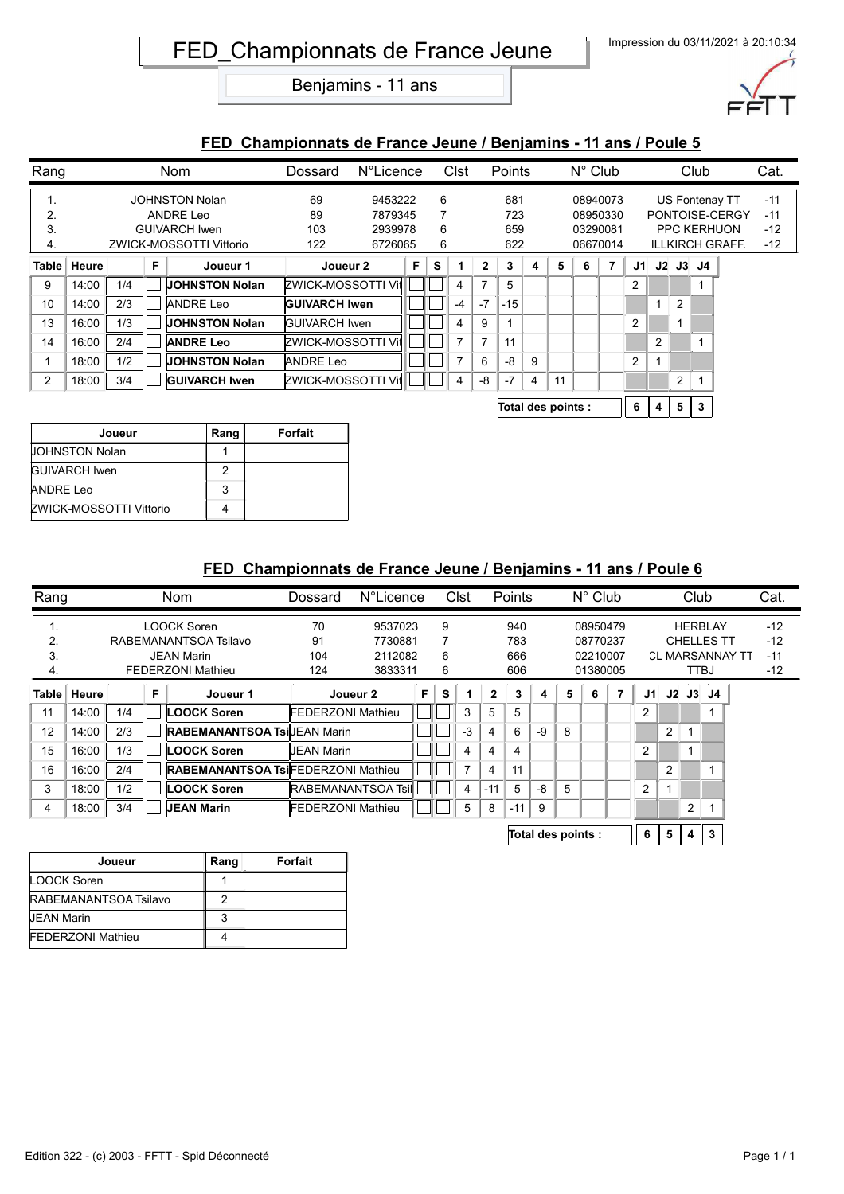# FED_Championnats de France Jeune

Benjamins - 11 ans

Impression du 03/11/2021 à 20:10:34

## FED_Championnats de France Jeune / Benjamins - 11 ans / Poule 5

| Rang | Nom | Dossard | N°Licence | Clst | Points | N° Club | Club | Cat. |
|---|---|---|---|---|---|---|---|---|
| 1. | JOHNSTON Nolan | 69 | 9453222 | 6 | 681 | 08940073 | US Fontenay TT | -11 |
| 2. | ANDRE Leo | 89 | 7879345 | 7 | 723 | 08950330 | PONTOISE-CERGY | -11 |
| 3. | GUIVARCH Iwen | 103 | 2939978 | 6 | 659 | 03290081 | PPC KERHUON | -12 |
| 4. | ZWICK-MOSSOTTI Vittorio | 122 | 6726065 | 6 | 622 | 06670014 | ILLKIRCH GRAFF. | -12 |

| Table | Heure | | F | Joueur 1 | Joueur 2 | F | S | 1 | 2 | 3 | 4 | 5 | 6 | 7 | J1 | J2 | J3 | J4 |
|---|---|---|---|---|---|---|---|---|---|---|---|---|---|---|---|---|---|---|
| 9 | 14:00 | 1/4 | | **JOHNSTON Nolan** | ZWICK-MOSSOTTI Vit | | | 4 | 7 | 5 | | | | | 2 | | | 1 |
| 10 | 14:00 | 2/3 | | ANDRE Leo | **GUIVARCH Iwen** | | | -4 | -7 | -15 | | | | | | 1 | 2 | |
| 13 | 16:00 | 1/3 | | **JOHNSTON Nolan** | GUIVARCH Iwen | | | 4 | 9 | 1 | | | | | 2 | | 1 | |
| 14 | 16:00 | 2/4 | | **ANDRE Leo** | ZWICK-MOSSOTTI Vit | | | 7 | 7 | 11 | | | | | | 2 | | 1 |
| 1 | 18:00 | 1/2 | | **JOHNSTON Nolan** | ANDRE Leo | | | 7 | 6 | -8 | 9 | | | | 2 | 1 | | |
| 2 | 18:00 | 3/4 | | **GUIVARCH Iwen** | ZWICK-MOSSOTTI Vit | | | 4 | -8 | -7 | 4 | 11 | | | | | 2 | 1 |
| | | | | | | | | | | Total des points : | | | | | 6 | 4 | 5 | 3 |

| Joueur | Rang | Forfait |
|---|---|---|
| JOHNSTON Nolan | 1 | |
| GUIVARCH Iwen | 2 | |
| ANDRE Leo | 3 | |
| ZWICK-MOSSOTTI Vittorio | 4 | |

## FED_Championnats de France Jeune / Benjamins - 11 ans / Poule 6

| Rang | Nom | Dossard | N°Licence | Clst | Points | N° Club | Club | Cat. |
|---|---|---|---|---|---|---|---|---|
| 1. | LOOCK Soren | 70 | 9537023 | 9 | 940 | 08950479 | HERBLAY | -12 |
| 2. | RABEMANANTSOA Tsilavo | 91 | 7730881 | 7 | 783 | 08770237 | CHELLES TT | -12 |
| 3. | JEAN Marin | 104 | 2112082 | 6 | 666 | 02210007 | CL MARSANNAY TT | -11 |
| 4. | FEDERZONI Mathieu | 124 | 3833311 | 6 | 606 | 01380005 | TTBJ | -12 |

| Table | Heure | | F | Joueur 1 | Joueur 2 | F | S | 1 | 2 | 3 | 4 | 5 | 6 | 7 | J1 | J2 | J3 | J4 |
|---|---|---|---|---|---|---|---|---|---|---|---|---|---|---|---|---|---|---|
| 11 | 14:00 | 1/4 | | **LOOCK Soren** | FEDERZONI Mathieu | | | 3 | 5 | 5 | | | | | 2 | | | 1 |
| 12 | 14:00 | 2/3 | | **RABEMANANTSOA Tsi** | JEAN Marin | | | -3 | 4 | 6 | -9 | 8 | | | | 2 | 1 | |
| 15 | 16:00 | 1/3 | | **LOOCK Soren** | JEAN Marin | | | 4 | 4 | 4 | | | | | 2 | | 1 | |
| 16 | 16:00 | 2/4 | | **RABEMANANTSOA Tsi** | FEDERZONI Mathieu | | | 7 | 4 | 11 | | | | | | 2 | | 1 |
| 3 | 18:00 | 1/2 | | **LOOCK Soren** | RABEMANANTSOA Tsil | | | 4 | -11 | 5 | -8 | 5 | | | 2 | 1 | | |
| 4 | 18:00 | 3/4 | | **JEAN Marin** | FEDERZONI Mathieu | | | 5 | 8 | -11 | 9 | | | | | | 2 | 1 |
| | | | | | | | | | | Total des points : | | | | | 6 | 5 | 4 | 3 |

| Joueur | Rang | Forfait |
|---|---|---|
| LOOCK Soren | 1 | |
| RABEMANANTSOA Tsilavo | 2 | |
| JEAN Marin | 3 | |
| FEDERZONI Mathieu | 4 | |

Edition 322 - (c) 2003 - FFTT - Spid Déconnecté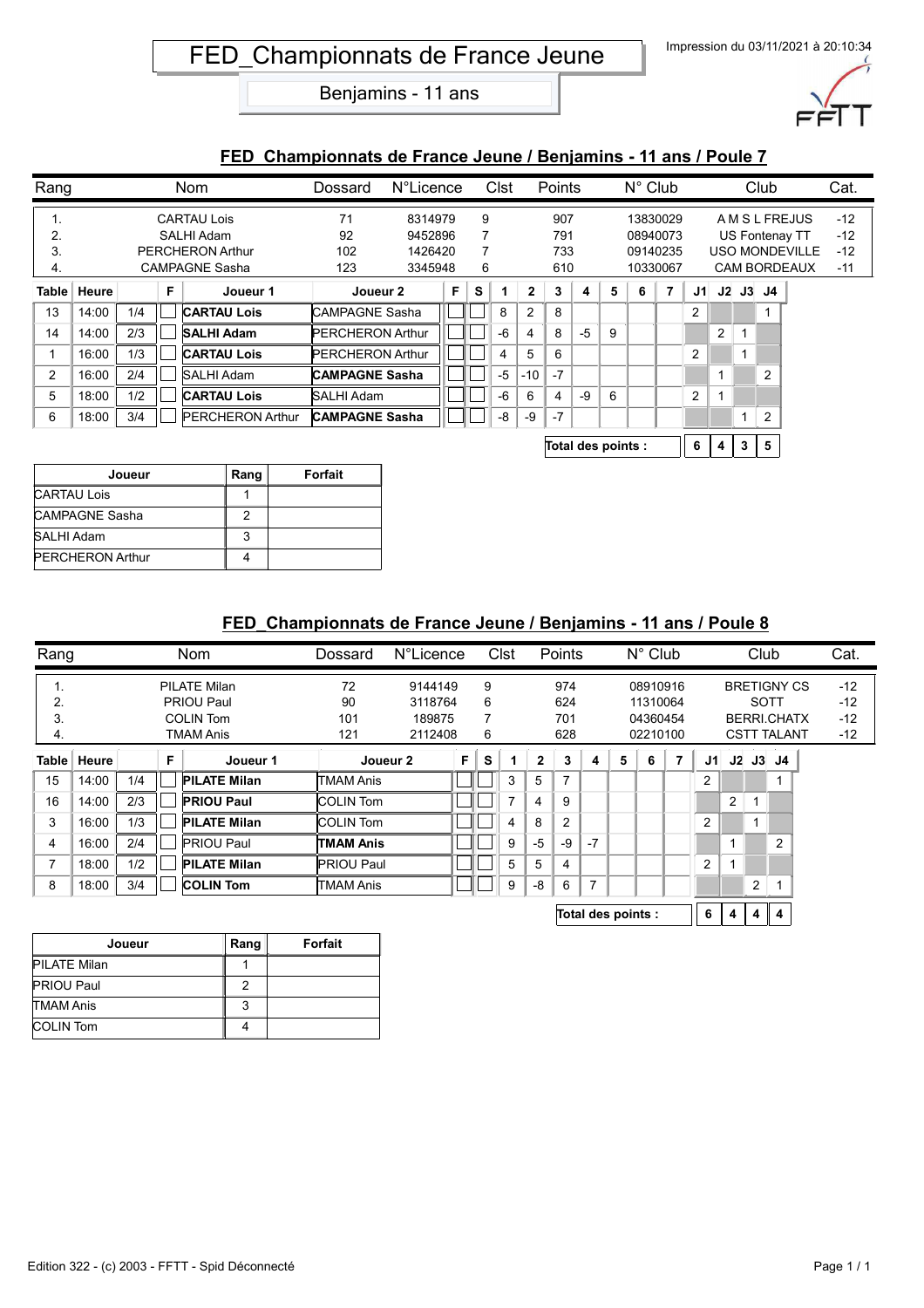# FED_Championnats de France Jeune

Benjamins - 11 ans

## FED_Championnats de France Jeune / Benjamins - 11 ans / Poule 7

| Rang | Nom | Dossard | N°Licence | Clst | Points | N° Club | Club | Cat. |
|---|---|---|---|---|---|---|---|---|
| 1. | CARTAU Lois | 71 | 8314979 | 9 | 907 | 13830029 | A M S L FREJUS | -12 |
| 2. | SALHI Adam | 92 | 9452896 | 7 | 791 | 08940073 | US Fontenay TT | -12 |
| 3. | PERCHERON Arthur | 102 | 1426420 | 7 | 733 | 09140235 | USO MONDEVILLE | -12 |
| 4. | CAMPAGNE Sasha | 123 | 3345948 | 6 | 610 | 10330067 | CAM BORDEAUX | -11 |

| Table | Heure | | F | Joueur 1 | Joueur 2 | F | S | 1 | 2 | 3 | 4 | 5 | 6 | 7 | J1 | J2 | J3 | J4 |
|---|---|---|---|---|---|---|---|---|---|---|---|---|---|---|---|---|---|---|
| 13 | 14:00 | 1/4 | | **CARTAU Lois** | CAMPAGNE Sasha | | | 8 | 2 | 8 | | | | | 2 | | | 1 |
| 14 | 14:00 | 2/3 | | **SALHI Adam** | PERCHERON Arthur | | | -6 | 4 | 8 | -5 | 9 | | | | 2 | 1 | |
| 1 | 16:00 | 1/3 | | **CARTAU Lois** | PERCHERON Arthur | | | 4 | 5 | 6 | | | | | 2 | | 1 | |
| 2 | 16:00 | 2/4 | | SALHI Adam | **CAMPAGNE Sasha** | | | -5 | -10 | -7 | | | | | | 1 | | 2 |
| 5 | 18:00 | 1/2 | | **CARTAU Lois** | SALHI Adam | | | -6 | 6 | 4 | -9 | 6 | | | 2 | 1 | | |
| 6 | 18:00 | 3/4 | | PERCHERON Arthur | **CAMPAGNE Sasha** | | | -8 | -9 | -7 | | | | | | | 1 | 2 |
| | | | | | | | | | | **Total des points :** | | | | | 6 | 4 | 3 | 5 |

| Joueur | Rang | Forfait |
|---|---|---|
| CARTAU Lois | 1 | |
| CAMPAGNE Sasha | 2 | |
| SALHI Adam | 3 | |
| PERCHERON Arthur | 4 | |

## FED_Championnats de France Jeune / Benjamins - 11 ans / Poule 8

| Rang | Nom | Dossard | N°Licence | Clst | Points | N° Club | Club | Cat. |
|---|---|---|---|---|---|---|---|---|
| 1. | PILATE Milan | 72 | 9144149 | 9 | 974 | 08910916 | BRETIGNY CS | -12 |
| 2. | PRIOU Paul | 90 | 3118764 | 6 | 624 | 11310064 | SOTT | -12 |
| 3. | COLIN Tom | 101 | 189875 | 7 | 701 | 04360454 | BERRI.CHATX | -12 |
| 4. | TMAM Anis | 121 | 2112408 | 6 | 628 | 02210100 | CSTT TALANT | -12 |

| Table | Heure | | F | Joueur 1 | Joueur 2 | F | S | 1 | 2 | 3 | 4 | 5 | 6 | 7 | J1 | J2 | J3 | J4 |
|---|---|---|---|---|---|---|---|---|---|---|---|---|---|---|---|---|---|---|
| 15 | 14:00 | 1/4 | | **PILATE Milan** | TMAM Anis | | | 3 | 5 | 7 | | | | | 2 | | | 1 |
| 16 | 14:00 | 2/3 | | **PRIOU Paul** | COLIN Tom | | | 7 | 4 | 9 | | | | | | 2 | 1 | |
| 3 | 16:00 | 1/3 | | **PILATE Milan** | COLIN Tom | | | 4 | 8 | 2 | | | | | 2 | | 1 | |
| 4 | 16:00 | 2/4 | | PRIOU Paul | **TMAM Anis** | | | 9 | -5 | -9 | -7 | | | | | 1 | | 2 |
| 7 | 18:00 | 1/2 | | **PILATE Milan** | PRIOU Paul | | | 5 | 5 | 4 | | | | | 2 | 1 | | |
| 8 | 18:00 | 3/4 | | **COLIN Tom** | TMAM Anis | | | 9 | -8 | 6 | 7 | | | | | | 2 | 1 |
| | | | | | | | | | | **Total des points :** | | | | | 6 | 4 | 4 | 4 |

| Joueur | Rang | Forfait |
|---|---|---|
| PILATE Milan | 1 | |
| PRIOU Paul | 2 | |
| TMAM Anis | 3 | |
| COLIN Tom | 4 | |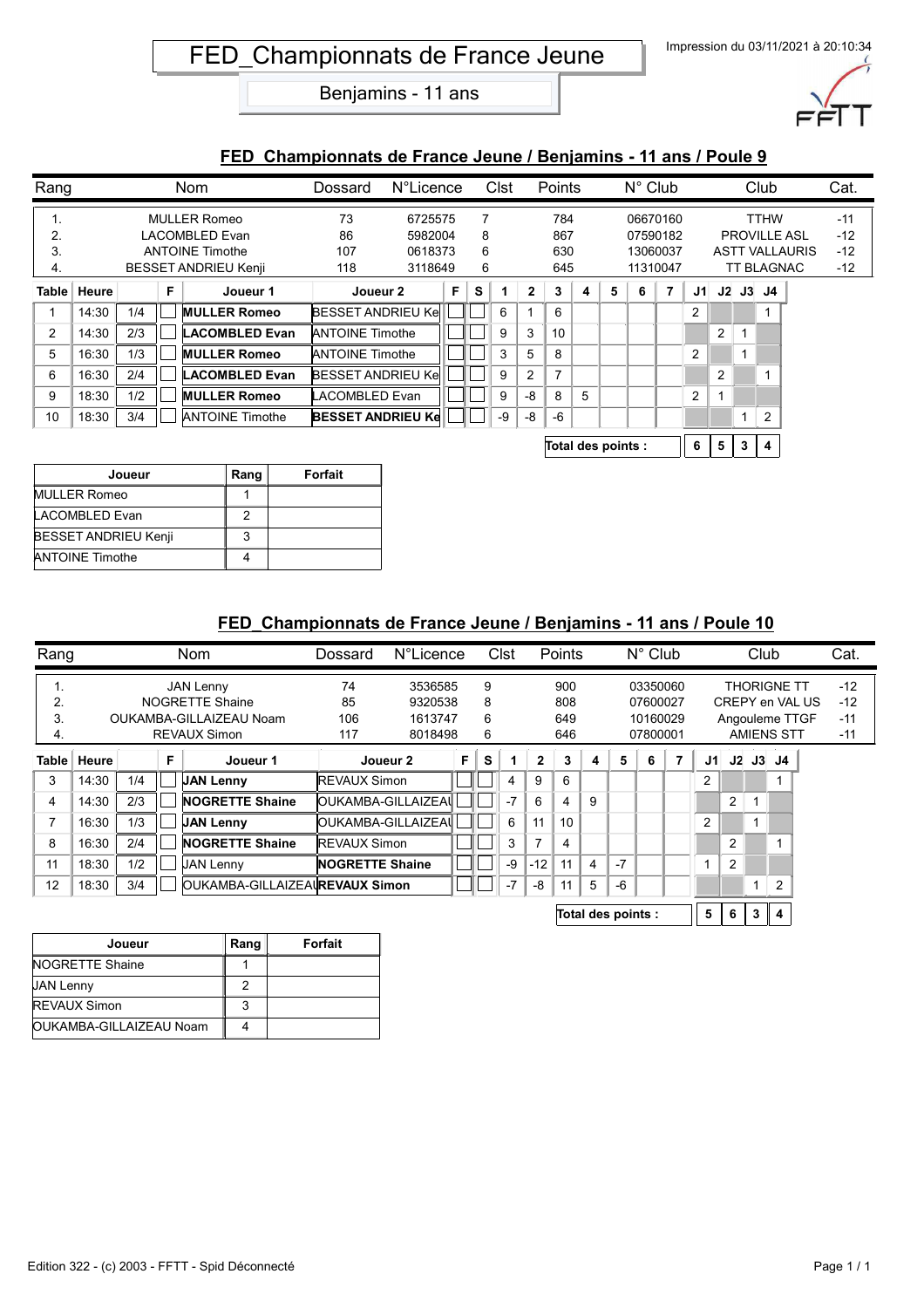# FED_Championnats de France Jeune

Benjamins - 11 ans

Impression du 03/11/2021 à 20:10:34

## FED_Championnats de France Jeune / Benjamins - 11 ans / Poule 9

| Rang | Nom | Dossard | N°Licence | Clst | Points | N° Club | Club | Cat. |
|---|---|---|---|---|---|---|---|---|
| 1. | MULLER Romeo | 73 | 6725575 | 7 | 784 | 06670160 | TTHW | -11 |
| 2. | LACOMBLED Evan | 86 | 5982004 | 8 | 867 | 07590182 | PROVILLE ASL | -12 |
| 3. | ANTOINE Timothe | 107 | 0618373 | 6 | 630 | 13060037 | ASTT VALLAURIS | -12 |
| 4. | BESSET ANDRIEU Kenji | 118 | 3118649 | 6 | 645 | 11310047 | TT BLAGNAC | -12 |

| Table | Heure | | F | Joueur 1 | Joueur 2 | F | S | 1 | 2 | 3 | 4 | 5 | 6 | 7 | J1 | J2 | J3 | J4 |
|---|---|---|---|---|---|---|---|---|---|---|---|---|---|---|---|---|---|---|
| 1 | 14:30 | 1/4 | | **MULLER Romeo** | BESSET ANDRIEU Ke | | | 6 | 1 | 6 | | | | | 2 | | | 1 |
| 2 | 14:30 | 2/3 | | **LACOMBLED Evan** | ANTOINE Timothe | | | 9 | 3 | 10 | | | | | | 2 | 1 | |
| 5 | 16:30 | 1/3 | | **MULLER Romeo** | ANTOINE Timothe | | | 3 | 5 | 8 | | | | | 2 | | 1 | |
| 6 | 16:30 | 2/4 | | **LACOMBLED Evan** | BESSET ANDRIEU Ke | | | 9 | 2 | 7 | | | | | | 2 | | 1 |
| 9 | 18:30 | 1/2 | | **MULLER Romeo** | LACOMBLED Evan | | | 9 | -8 | 8 | 5 | | | | 2 | 1 | | |
| 10 | 18:30 | 3/4 | | ANTOINE Timothe | **BESSET ANDRIEU Ke** | | | -9 | -8 | -6 | | | | | | | 1 | 2 |
| | | | | | | | | | | Total des points : | | | | | 6 | 5 | 3 | 4 |

| Joueur | Rang | Forfait |
|---|---|---|
| MULLER Romeo | 1 | |
| LACOMBLED Evan | 2 | |
| BESSET ANDRIEU Kenji | 3 | |
| ANTOINE Timothe | 4 | |

## FED_Championnats de France Jeune / Benjamins - 11 ans / Poule 10

| Rang | Nom | Dossard | N°Licence | Clst | Points | N° Club | Club | Cat. |
|---|---|---|---|---|---|---|---|---|
| 1. | JAN Lenny | 74 | 3536585 | 9 | 900 | 03350060 | THORIGNE TT | -12 |
| 2. | NOGRETTE Shaine | 85 | 9320538 | 8 | 808 | 07600027 | CREPY en VAL US | -12 |
| 3. | OUKAMBA-GILLAIZEAU Noam | 106 | 1613747 | 6 | 649 | 10160029 | Angouleme TTGF | -11 |
| 4. | REVAUX Simon | 117 | 8018498 | 6 | 646 | 07800001 | AMIENS STT | -11 |

| Table | Heure | | F | Joueur 1 | Joueur 2 | F | S | 1 | 2 | 3 | 4 | 5 | 6 | 7 | J1 | J2 | J3 | J4 |
|---|---|---|---|---|---|---|---|---|---|---|---|---|---|---|---|---|---|---|
| 3 | 14:30 | 1/4 | | **JAN Lenny** | REVAUX Simon | | | 4 | 9 | 6 | | | | | 2 | | | 1 |
| 4 | 14:30 | 2/3 | | **NOGRETTE Shaine** | OUKAMBA-GILLAIZEAU | | | -7 | 6 | 4 | 9 | | | | | 2 | 1 | |
| 7 | 16:30 | 1/3 | | **JAN Lenny** | OUKAMBA-GILLAIZEAU | | | 6 | 11 | 10 | | | | | 2 | | 1 | |
| 8 | 16:30 | 2/4 | | **NOGRETTE Shaine** | REVAUX Simon | | | 3 | 7 | 4 | | | | | | 2 | | 1 |
| 11 | 18:30 | 1/2 | | JAN Lenny | **NOGRETTE Shaine** | | | -9 | -12 | 11 | 4 | -7 | | | 1 | 2 | | |
| 12 | 18:30 | 3/4 | | OUKAMBA-GILLAIZEAU | **REVAUX Simon** | | | -7 | -8 | 11 | 5 | -6 | | | | | 1 | 2 |
| | | | | | | | | | | Total des points : | | | | | 5 | 6 | 3 | 4 |

| Joueur | Rang | Forfait |
|---|---|---|
| NOGRETTE Shaine | 1 | |
| JAN Lenny | 2 | |
| REVAUX Simon | 3 | |
| OUKAMBA-GILLAIZEAU Noam | 4 | |

Edition 322 - (c) 2003 - FFTT - Spid Déconnecté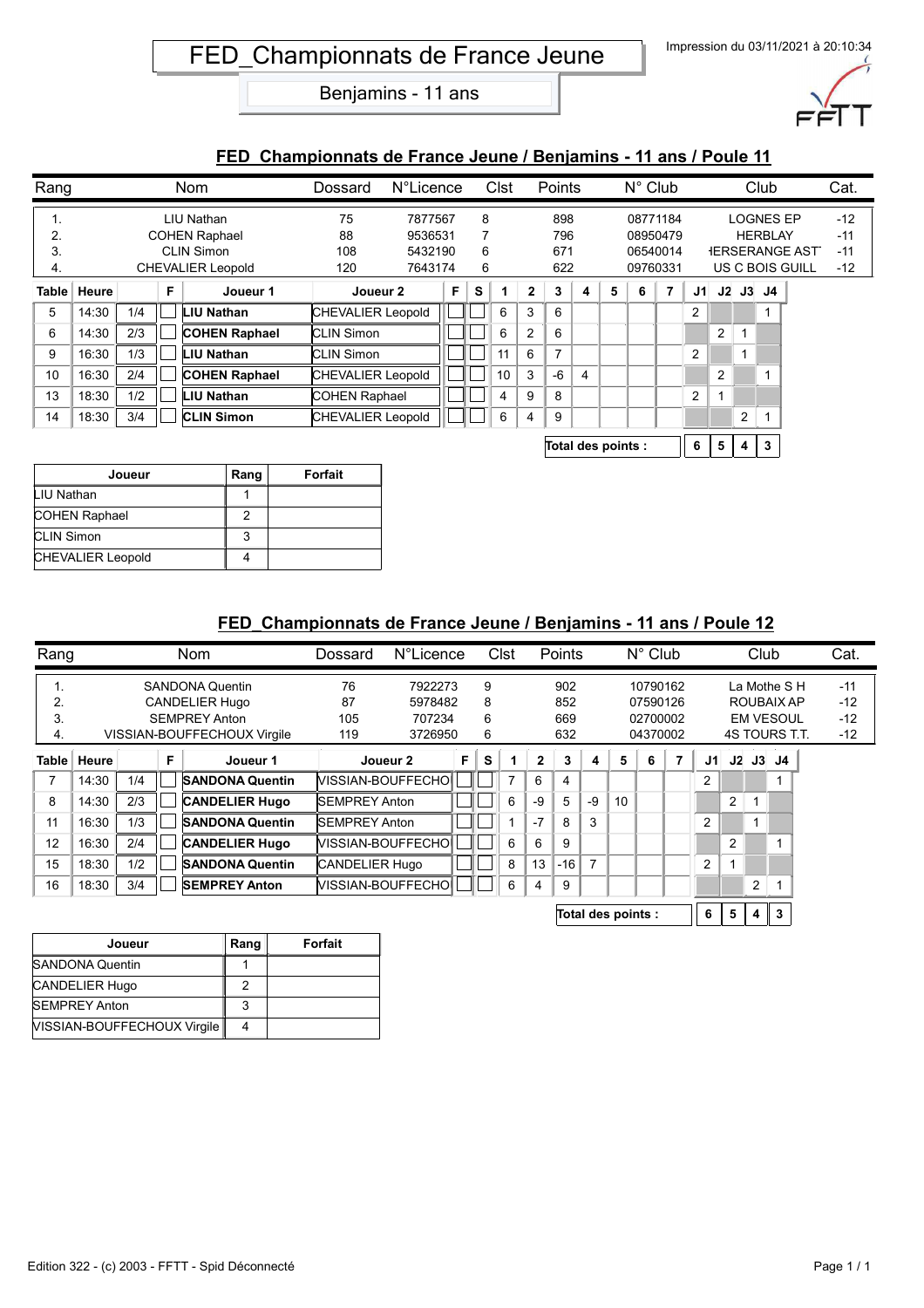# FED_Championnats de France Jeune

Benjamins - 11 ans

Impression du 03/11/2021 à 20:10:34

## FED_Championnats de France Jeune / Benjamins - 11 ans / Poule 11

| Rang | Nom | Dossard | N°Licence | Clst | Points | N° Club | Club | Cat. |
|---|---|---|---|---|---|---|---|---|
| 1. | LIU Nathan | 75 | 7877567 | 8 | 898 | 08771184 | LOGNES EP | -12 |
| 2. | COHEN Raphael | 88 | 9536531 | 7 | 796 | 08950479 | HERBLAY | -11 |
| 3. | CLIN Simon | 108 | 5432190 | 6 | 671 | 06540014 | HERSERANGE AST | -11 |
| 4. | CHEVALIER Leopold | 120 | 7643174 | 6 | 622 | 09760331 | US C BOIS GUILL | -12 |

| Table | Heure | | F | Joueur 1 | Joueur 2 | F | S | 1 | 2 | 3 | 4 | 5 | 6 | 7 | J1 | J2 | J3 | J4 |
|---|---|---|---|---|---|---|---|---|---|---|---|---|---|---|---|---|---|---|
| 5 | 14:30 | 1/4 | | **LIU Nathan** | CHEVALIER Leopold | | | 6 | 3 | 6 | | | | | 2 | | | 1 |
| 6 | 14:30 | 2/3 | | **COHEN Raphael** | CLIN Simon | | | 6 | 2 | 6 | | | | | | 2 | 1 | |
| 9 | 16:30 | 1/3 | | **LIU Nathan** | CLIN Simon | | | 11 | 6 | 7 | | | | | 2 | | 1 | |
| 10 | 16:30 | 2/4 | | **COHEN Raphael** | CHEVALIER Leopold | | | 10 | 3 | -6 | 4 | | | | | 2 | | 1 |
| 13 | 18:30 | 1/2 | | **LIU Nathan** | COHEN Raphael | | | 4 | 9 | 8 | | | | | 2 | 1 | | |
| 14 | 18:30 | 3/4 | | **CLIN Simon** | CHEVALIER Leopold | | | 6 | 4 | 9 | | | | | | | 2 | 1 |
| | | | | | | | | | | **Total des points :** | | | | | 6 | 5 | 4 | 3 |

| Joueur | Rang | Forfait |
|---|---|---|
| LIU Nathan | 1 | |
| COHEN Raphael | 2 | |
| CLIN Simon | 3 | |
| CHEVALIER Leopold | 4 | |

## FED_Championnats de France Jeune / Benjamins - 11 ans / Poule 12

| Rang | Nom | Dossard | N°Licence | Clst | Points | N° Club | Club | Cat. |
|---|---|---|---|---|---|---|---|---|
| 1. | SANDONA Quentin | 76 | 7922273 | 9 | 902 | 10790162 | La Mothe S H | -11 |
| 2. | CANDELIER Hugo | 87 | 5978482 | 8 | 852 | 07590126 | ROUBAIX AP | -12 |
| 3. | SEMPREY Anton | 105 | 707234 | 6 | 669 | 02700002 | EM VESOUL | -12 |
| 4. | VISSIAN-BOUFFECHOUX Virgile | 119 | 3726950 | 6 | 632 | 04370002 | 4S TOURS T.T. | -12 |

| Table | Heure | | F | Joueur 1 | Joueur 2 | F | S | 1 | 2 | 3 | 4 | 5 | 6 | 7 | J1 | J2 | J3 | J4 |
|---|---|---|---|---|---|---|---|---|---|---|---|---|---|---|---|---|---|---|
| 7 | 14:30 | 1/4 | | **SANDONA Quentin** | VISSIAN-BOUFFECHO | | | 7 | 6 | 4 | | | | | 2 | | | 1 |
| 8 | 14:30 | 2/3 | | **CANDELIER Hugo** | SEMPREY Anton | | | 6 | -9 | 5 | -9 | 10 | | | | 2 | 1 | |
| 11 | 16:30 | 1/3 | | **SANDONA Quentin** | SEMPREY Anton | | | 1 | -7 | 8 | 3 | | | | 2 | | 1 | |
| 12 | 16:30 | 2/4 | | **CANDELIER Hugo** | VISSIAN-BOUFFECHO | | | 6 | 6 | 9 | | | | | | 2 | | 1 |
| 15 | 18:30 | 1/2 | | **SANDONA Quentin** | CANDELIER Hugo | | | 8 | 13 | -16 | 7 | | | | 2 | 1 | | |
| 16 | 18:30 | 3/4 | | **SEMPREY Anton** | VISSIAN-BOUFFECHO | | | 6 | 4 | 9 | | | | | | | 2 | 1 |
| | | | | | | | | | | **Total des points :** | | | | | 6 | 5 | 4 | 3 |

| Joueur | Rang | Forfait |
|---|---|---|
| SANDONA Quentin | 1 | |
| CANDELIER Hugo | 2 | |
| SEMPREY Anton | 3 | |
| VISSIAN-BOUFFECHOUX Virgile | 4 | |

Edition 322 - (c) 2003 - FFTT - Spid Déconnecté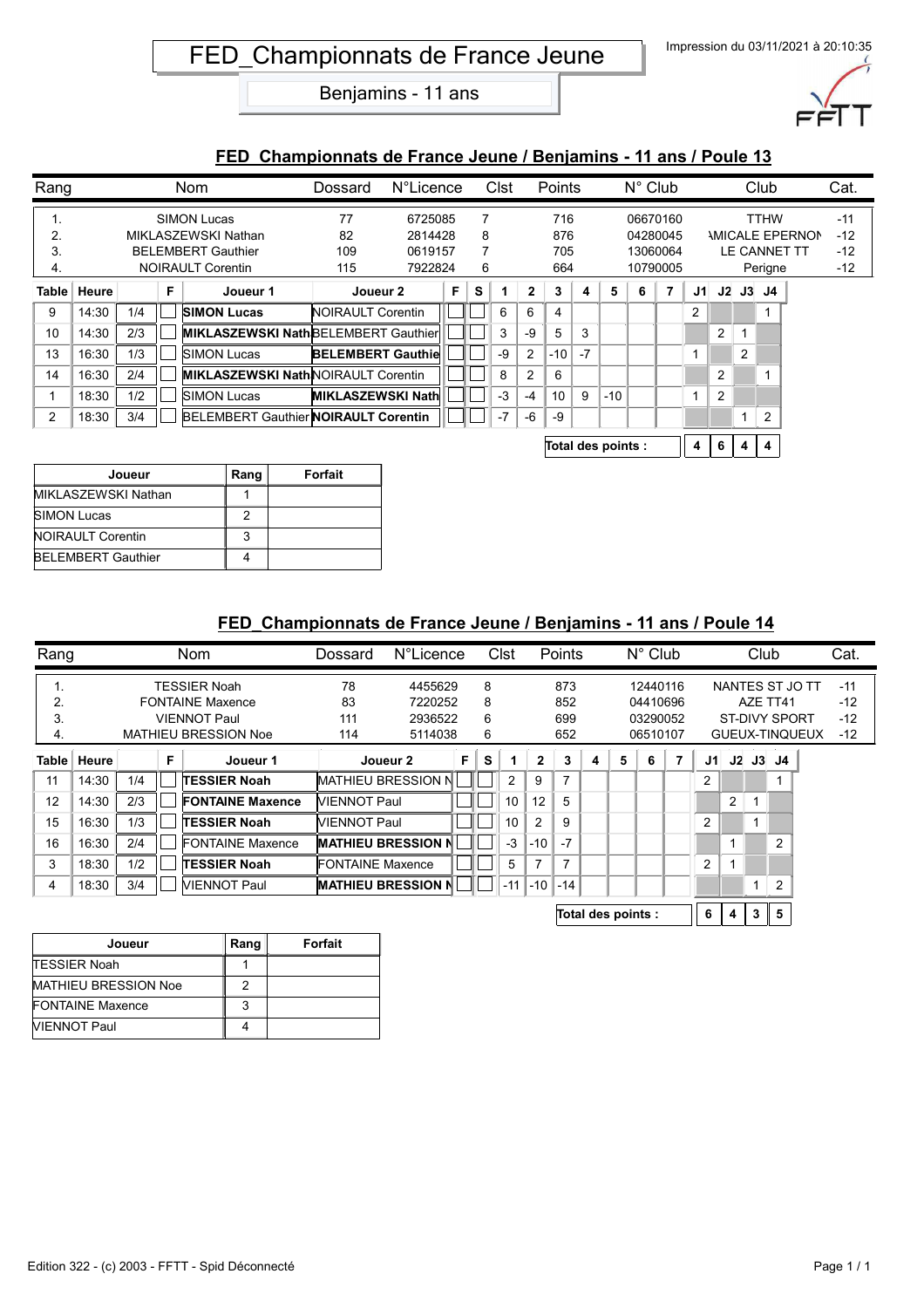# FED_Championnats de France Jeune

Benjamins - 11 ans

Impression du 03/11/2021 à 20:10:35

## FED_Championnats de France Jeune / Benjamins - 11 ans / Poule 13

| Rang | Nom | Dossard | N°Licence | Clst | Points | N° Club | Club | Cat. |
|---|---|---|---|---|---|---|---|---|
| 1. | SIMON Lucas | 77 | 6725085 | 7 | 716 | 06670160 | TTHW | -11 |
| 2. | MIKLASZEWSKI Nathan | 82 | 2814428 | 8 | 876 | 04280045 | AMICALE EPERNON | -12 |
| 3. | BELEMBERT Gauthier | 109 | 0619157 | 7 | 705 | 13060064 | LE CANNET TT | -12 |
| 4. | NOIRAULT Corentin | 115 | 7922824 | 6 | 664 | 10790005 | Perigne | -12 |

| Table | Heure | | F | Joueur 1 | Joueur 2 | F | S | 1 | 2 | 3 | 4 | 5 | 6 | 7 | J1 | J2 | J3 | J4 |
|---|---|---|---|---|---|---|---|---|---|---|---|---|---|---|---|---|---|---|
| 9 | 14:30 | 1/4 | | **SIMON Lucas** | NOIRAULT Corentin | | | 6 | 6 | 4 | | | | | 2 | | | 1 |
| 10 | 14:30 | 2/3 | | **MIKLASZEWSKI Nath** | BELEMBERT Gauthier | | | 3 | -9 | 5 | 3 | | | | | 2 | 1 | |
| 13 | 16:30 | 1/3 | | SIMON Lucas | **BELEMBERT Gauthie** | | | -9 | 2 | -10 | -7 | | | | 1 | | 2 | |
| 14 | 16:30 | 2/4 | | **MIKLASZEWSKI Nath** | NOIRAULT Corentin | | | 8 | 2 | 6 | | | | | | 2 | | 1 |
| 1 | 18:30 | 1/2 | | SIMON Lucas | **MIKLASZEWSKI Nath** | | | -3 | -4 | 10 | 9 | -10 | | | 1 | 2 | | |
| 2 | 18:30 | 3/4 | | BELEMBERT Gauthier | **NOIRAULT Corentin** | | | -7 | -6 | -9 | | | | | | | 1 | 2 |
| | | | | | | | | | | **Total des points :** | | | | | 4 | 6 | 4 | 4 |

| Joueur | Rang | Forfait |
|---|---|---|
| MIKLASZEWSKI Nathan | 1 | |
| SIMON Lucas | 2 | |
| NOIRAULT Corentin | 3 | |
| BELEMBERT Gauthier | 4 | |

## FED_Championnats de France Jeune / Benjamins - 11 ans / Poule 14

| Rang | Nom | Dossard | N°Licence | Clst | Points | N° Club | Club | Cat. |
|---|---|---|---|---|---|---|---|---|
| 1. | TESSIER Noah | 78 | 4455629 | 8 | 873 | 12440116 | NANTES ST JO TT | -11 |
| 2. | FONTAINE Maxence | 83 | 7220252 | 8 | 852 | 04410696 | AZE TT41 | -12 |
| 3. | VIENNOT Paul | 111 | 2936522 | 6 | 699 | 03290052 | ST-DIVY SPORT | -12 |
| 4. | MATHIEU BRESSION Noe | 114 | 5114038 | 6 | 652 | 06510107 | GUEUX-TINQUEUX | -12 |

| Table | Heure | | F | Joueur 1 | Joueur 2 | F | S | 1 | 2 | 3 | 4 | 5 | 6 | 7 | J1 | J2 | J3 | J4 |
|---|---|---|---|---|---|---|---|---|---|---|---|---|---|---|---|---|---|---|
| 11 | 14:30 | 1/4 | | **TESSIER Noah** | MATHIEU BRESSION N | | | 2 | 9 | 7 | | | | | 2 | | | 1 |
| 12 | 14:30 | 2/3 | | **FONTAINE Maxence** | VIENNOT Paul | | | 10 | 12 | 5 | | | | | | 2 | 1 | |
| 15 | 16:30 | 1/3 | | **TESSIER Noah** | VIENNOT Paul | | | 10 | 2 | 9 | | | | | 2 | | 1 | |
| 16 | 16:30 | 2/4 | | FONTAINE Maxence | **MATHIEU BRESSION N** | | | -3 | -10 | -7 | | | | | | 1 | | 2 |
| 3 | 18:30 | 1/2 | | **TESSIER Noah** | FONTAINE Maxence | | | 5 | 7 | 7 | | | | | 2 | 1 | | |
| 4 | 18:30 | 3/4 | | VIENNOT Paul | **MATHIEU BRESSION N** | | | -11 | -10 | -14 | | | | | | | 1 | 2 |
| | | | | | | | | | | **Total des points :** | | | | | 6 | 4 | 3 | 5 |

| Joueur | Rang | Forfait |
|---|---|---|
| TESSIER Noah | 1 | |
| MATHIEU BRESSION Noe | 2 | |
| FONTAINE Maxence | 3 | |
| VIENNOT Paul | 4 | |

Edition 322 - (c) 2003 - FFTT - Spid Déconnecté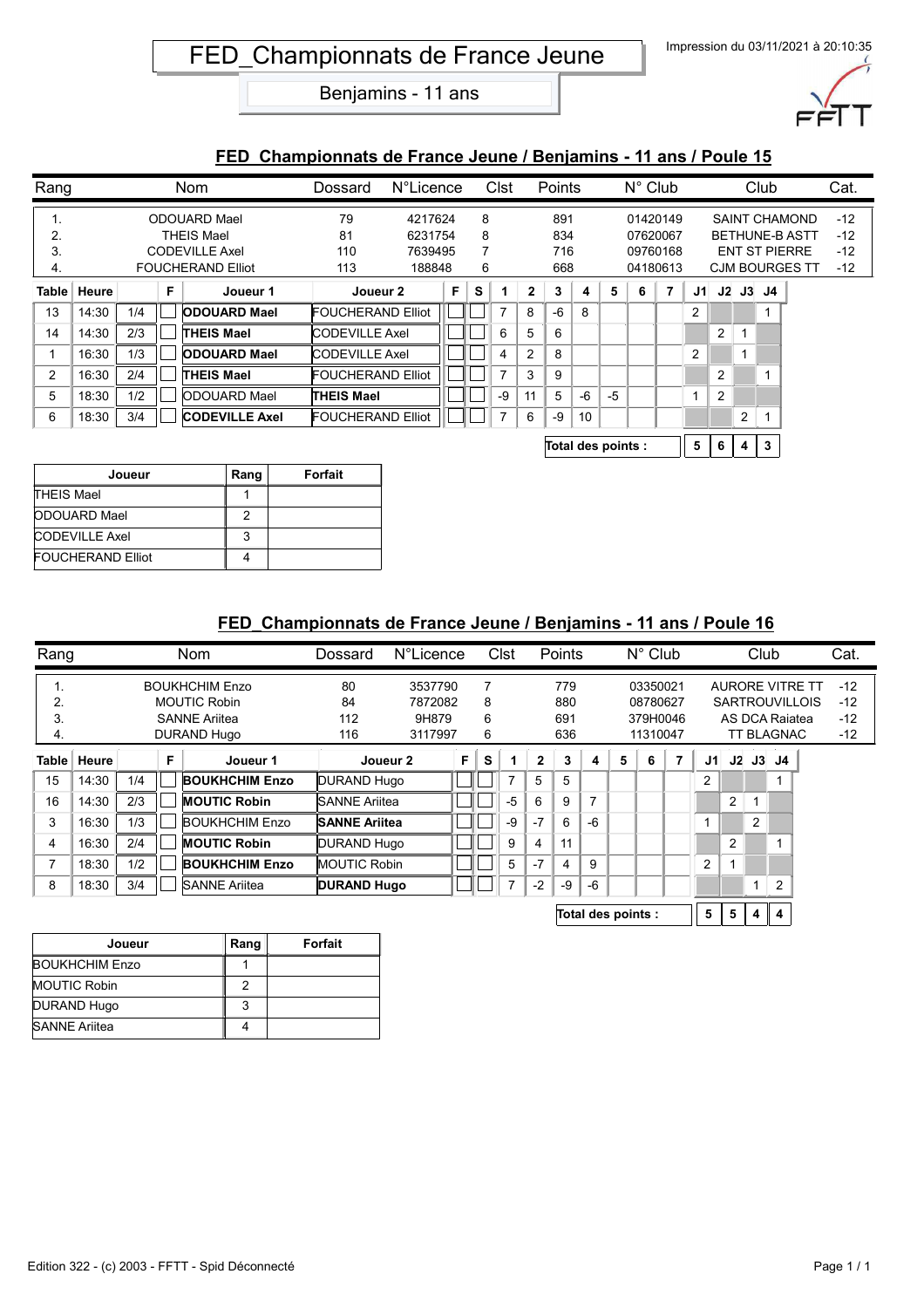# FED_Championnats de France Jeune

Benjamins - 11 ans

Impression du 03/11/2021 à 20:10:35

## FED_Championnats de France Jeune / Benjamins - 11 ans / Poule 15

| Rang | Nom | Dossard | N°Licence | Clst | Points | N° Club | Club | Cat. |
|---|---|---|---|---|---|---|---|---|
| 1. | ODOUARD Mael | 79 | 4217624 | 8 | 891 | 01420149 | SAINT CHAMOND | -12 |
| 2. | THEIS Mael | 81 | 6231754 | 8 | 834 | 07620067 | BETHUNE-B ASTT | -12 |
| 3. | CODEVILLE Axel | 110 | 7639495 | 7 | 716 | 09760168 | ENT ST PIERRE | -12 |
| 4. | FOUCHERAND Elliot | 113 | 188848 | 6 | 668 | 04180613 | CJM BOURGES TT | -12 |

| Table | Heure | | F | Joueur 1 | Joueur 2 | F | S | 1 | 2 | 3 | 4 | 5 | 6 | 7 | J1 | J2 | J3 | J4 |
|---|---|---|---|---|---|---|---|---|---|---|---|---|---|---|---|---|---|---|
| 13 | 14:30 | 1/4 | | **ODOUARD Mael** | FOUCHERAND Elliot | | | 7 | 8 | -6 | 8 | | | | 2 | | | 1 |
| 14 | 14:30 | 2/3 | | **THEIS Mael** | CODEVILLE Axel | | | 6 | 5 | 6 | | | | | | 2 | 1 | |
| 1 | 16:30 | 1/3 | | **ODOUARD Mael** | CODEVILLE Axel | | | 4 | 2 | 8 | | | | | 2 | | 1 | |
| 2 | 16:30 | 2/4 | | **THEIS Mael** | FOUCHERAND Elliot | | | 7 | 3 | 9 | | | | | | 2 | | 1 |
| 5 | 18:30 | 1/2 | | ODOUARD Mael | **THEIS Mael** | | | -9 | 11 | 5 | -6 | -5 | | | 1 | 2 | | |
| 6 | 18:30 | 3/4 | | **CODEVILLE Axel** | FOUCHERAND Elliot | | | 7 | 6 | -9 | 10 | | | | | | 2 | 1 |
| | | | | | | | | | | **Total des points :** | | | | | 5 | 6 | 4 | 3 |

| Joueur | Rang | Forfait |
|---|---|---|
| THEIS Mael | 1 | |
| ODOUARD Mael | 2 | |
| CODEVILLE Axel | 3 | |
| FOUCHERAND Elliot | 4 | |

## FED_Championnats de France Jeune / Benjamins - 11 ans / Poule 16

| Rang | Nom | Dossard | N°Licence | Clst | Points | N° Club | Club | Cat. |
|---|---|---|---|---|---|---|---|---|
| 1. | BOUKHCHIM Enzo | 80 | 3537790 | 7 | 779 | 03350021 | AURORE VITRE TT | -12 |
| 2. | MOUTIC Robin | 84 | 7872082 | 8 | 880 | 08780627 | SARTROUVILLOIS | -12 |
| 3. | SANNE Ariitea | 112 | 9H879 | 6 | 691 | 379H0046 | AS DCA Raiatea | -12 |
| 4. | DURAND Hugo | 116 | 3117997 | 6 | 636 | 11310047 | TT BLAGNAC | -12 |

| Table | Heure | | F | Joueur 1 | Joueur 2 | F | S | 1 | 2 | 3 | 4 | 5 | 6 | 7 | J1 | J2 | J3 | J4 |
|---|---|---|---|---|---|---|---|---|---|---|---|---|---|---|---|---|---|---|
| 15 | 14:30 | 1/4 | | **BOUKHCHIM Enzo** | DURAND Hugo | | | 7 | 5 | 5 | | | | | 2 | | | 1 |
| 16 | 14:30 | 2/3 | | **MOUTIC Robin** | SANNE Ariitea | | | -5 | 6 | 9 | 7 | | | | | 2 | 1 | |
| 3 | 16:30 | 1/3 | | BOUKHCHIM Enzo | **SANNE Ariitea** | | | -9 | -7 | 6 | -6 | | | | 1 | | 2 | |
| 4 | 16:30 | 2/4 | | **MOUTIC Robin** | DURAND Hugo | | | 9 | 4 | 11 | | | | | | 2 | | 1 |
| 7 | 18:30 | 1/2 | | **BOUKHCHIM Enzo** | MOUTIC Robin | | | 5 | -7 | 4 | 9 | | | | 2 | 1 | | |
| 8 | 18:30 | 3/4 | | SANNE Ariitea | **DURAND Hugo** | | | 7 | -2 | -9 | -6 | | | | | | 1 | 2 |
| | | | | | | | | | | **Total des points :** | | | | | 5 | 5 | 4 | 4 |

| Joueur | Rang | Forfait |
|---|---|---|
| BOUKHCHIM Enzo | 1 | |
| MOUTIC Robin | 2 | |
| DURAND Hugo | 3 | |
| SANNE Ariitea | 4 | |

Edition 322 - (c) 2003 - FFTT - Spid Déconnecté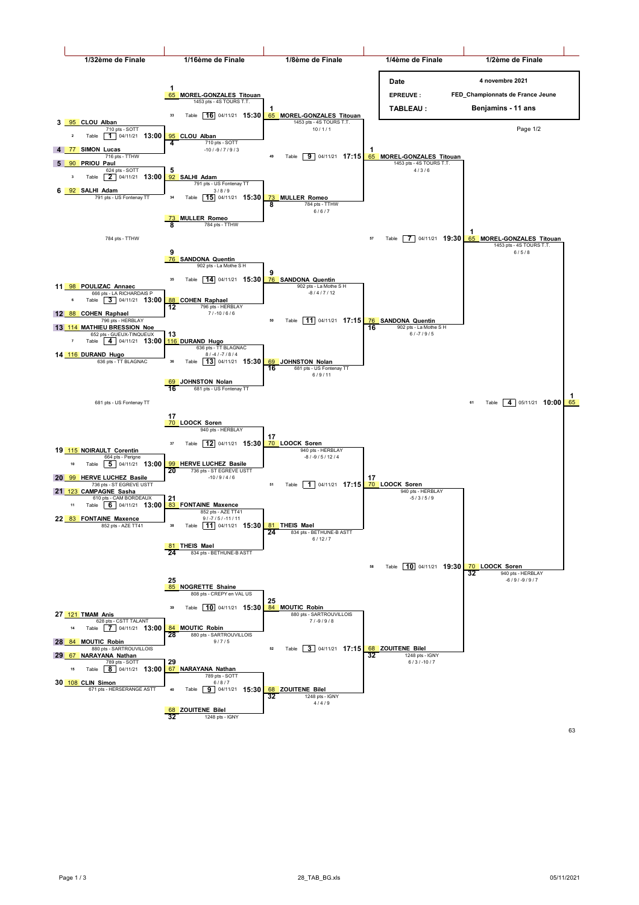## Benjamins - 11 ans

| | |
|---|---|
| Date | 4 novembre 2021 |
| EPREUVE : | FED_Championnats de France Jeune |
| TABLEAU : | Benjamins - 11 ans |

Page 1/2

### 1/32ème de Finale

| Match | Joueur 1 | Joueur 2 | Table | Date | Heure | Vainqueur | Scores |
|---|---|---|---|---|---|---|---|
| 2 | 3 - 95 CLOU Alban (710 pts - SOTT) | 4 - 77 SIMON Lucas (716 pts - TTHW) | 1 | 04/11/21 | 13:00 | 4 - 95 CLOU Alban (710 pts - SOTT) | -10 / -9 / 7 / 9 / 3 |
| 3 | 5 - 90 PRIOU Paul (624 pts - SOTT) | 6 - 92 SALHI Adam (791 pts - US Fontenay TT) | 2 | 04/11/21 | 13:00 | 5 - 92 SALHI Adam (791 pts - US Fontenay TT) | 3 / 8 / 9 |
| 6 | 11 - 98 POULIZAC Annaec (666 pts - LA RICHARDAIS P) | 12 - 88 COHEN Raphael (796 pts - HERBLAY) | 3 | 04/11/21 | 13:00 | 12 - 88 COHEN Raphael (796 pts - HERBLAY) | 7 / -10 / 6 / 6 |
| 7 | 13 - 114 MATHIEU BRESSION Noe (652 pts - GUEUX-TINQUEUX) | 14 - 116 DURAND Hugo (636 pts - TT BLAGNAC) | 4 | 04/11/21 | 13:00 | 13 - 116 DURAND Hugo (636 pts - TT BLAGNAC) | 8 / -4 / -7 / 8 / 4 |
| 10 | 19 - 115 NOIRAULT Corentin (664 pts - Perigne) | 20 - 99 HERVE LUCHEZ Basile (736 pts - ST EGREVE USTT) | 5 | 04/11/21 | 13:00 | 20 - 99 HERVE LUCHEZ Basile (736 pts - ST EGREVE USTT) | -10 / 9 / 4 / 6 |
| 11 | 21 - 123 CAMPAGNE Sasha (610 pts - CAM BORDEAUX) | 22 - 83 FONTAINE Maxence (852 pts - AZE TT41) | 6 | 04/11/21 | 13:00 | 21 - 83 FONTAINE Maxence (852 pts - AZE TT41) | 9 / -7 / 5 / -11 / 11 |
| 14 | 27 - 121 TMAM Anis (628 pts - CSTT TALANT) | 28 - 84 MOUTIC Robin (880 pts - SARTROUVILLOIS) | 7 | 04/11/21 | 13:00 | 28 - 84 MOUTIC Robin (880 pts - SARTROUVILLOIS) | 9 / 7 / 5 |
| 15 | 29 - 67 NARAYANA Nathan (789 pts - SOTT) | 30 - 108 CLIN Simon (671 pts - HERSERANGE ASTT) | 8 | 04/11/21 | 13:00 | 29 - 67 NARAYANA Nathan (789 pts - SOTT) | 6 / 8 / 7 |

Byes: 784 pts - TTHW ; 681 pts - US Fontenay TT

### 1/16ème de Finale

| Match | Joueur 1 | Joueur 2 | Table | Date | Heure | Vainqueur | Scores |
|---|---|---|---|---|---|---|---|
| 33 | 1 - 65 MOREL-GONZALES Titouan (1453 pts - 4S TOURS T.T.) | 4 - 95 CLOU Alban (710 pts - SOTT) | 16 | 04/11/21 | 15:30 | 1 - 65 MOREL-GONZALES Titouan (1453 pts - 4S TOURS T.T.) | 10 / 1 / 1 |
| 34 | 5 - 92 SALHI Adam (791 pts - US Fontenay TT) | 8 - 73 MULLER Romeo (784 pts - TTHW) | 15 | 04/11/21 | 15:30 | 8 - 73 MULLER Romeo (784 pts - TTHW) | 6 / 6 / 7 |
| 35 | 9 - 76 SANDONA Quentin (902 pts - La Mothe S H) | 12 - 88 COHEN Raphael (796 pts - HERBLAY) | 14 | 04/11/21 | 15:30 | 9 - 76 SANDONA Quentin (902 pts - La Mothe S H) | -8 / 4 / 7 / 12 |
| 36 | 13 - 116 DURAND Hugo (636 pts - TT BLAGNAC) | 16 - 69 JOHNSTON Nolan (681 pts - US Fontenay TT) | 13 | 04/11/21 | 15:30 | 16 - 69 JOHNSTON Nolan (681 pts - US Fontenay TT) | 6 / 9 / 11 |
| 37 | 17 - 70 LOOCK Soren (940 pts - HERBLAY) | 20 - 99 HERVE LUCHEZ Basile (736 pts - ST EGREVE USTT) | 12 | 04/11/21 | 15:30 | 17 - 70 LOOCK Soren (940 pts - HERBLAY) | -8 / -9 / 5 / 12 / 4 |
| 38 | 21 - 83 FONTAINE Maxence (852 pts - AZE TT41) | 24 - 81 THEIS Mael (834 pts - BETHUNE-B ASTT) | 11 | 04/11/21 | 15:30 | 24 - 81 THEIS Mael (834 pts - BETHUNE-B ASTT) | 6 / 12 / 7 |
| 39 | 25 - 85 NOGRETTE Shaine (808 pts - CREPY en VAL US) | 28 - 84 MOUTIC Robin (880 pts - SARTROUVILLOIS) | 10 | 04/11/21 | 15:30 | 25 - 84 MOUTIC Robin (880 pts - SARTROUVILLOIS) | 7 / -9 / 9 / 8 |
| 40 | 29 - 67 NARAYANA Nathan (789 pts - SOTT) | 32 - 68 ZOUITENE Bilel (1248 pts - IGNY) | 9 | 04/11/21 | 15:30 | 32 - 68 ZOUITENE Bilel (1248 pts - IGNY) | 4 / 4 / 9 |

### 1/8ème de Finale

| Match | Table | Date | Heure | Vainqueur | Scores |
|---|---|---|---|---|---|
| 49 | 9 | 04/11/21 | 17:15 | 1 - 65 MOREL-GONZALES Titouan (1453 pts - 4S TOURS T.T.) | 4 / 3 / 6 |
| 50 | 11 | 04/11/21 | 17:15 | 16 - 76 SANDONA Quentin (902 pts - La Mothe S H) | 6 / -7 / 9 / 5 |
| 51 | 1 | 04/11/21 | 17:15 | 17 - 70 LOOCK Soren (940 pts - HERBLAY) | -5 / 3 / 5 / 9 |
| 52 | 3 | 04/11/21 | 17:15 | 32 - 68 ZOUITENE Bilel (1248 pts - IGNY) | 6 / 3 / -10 / 7 |

### 1/4ème de Finale

| Match | Table | Date | Heure | Vainqueur | Scores |
|---|---|---|---|---|---|
| 57 | 7 | 04/11/21 | 19:30 | 1 - 65 MOREL-GONZALES Titouan (1453 pts - 4S TOURS T.T.) | 6 / 5 / 8 |
| 58 | 10 | 04/11/21 | 19:30 | 32 - 70 LOOCK Soren (940 pts - HERBLAY) | -6 / 9 / -9 / 9 / 7 |

### 1/2ème de Finale

| Match | Table | Date | Heure | Vainqueur |
|---|---|---|---|---|
| 61 | 4 | 05/11/21 | 10:00 | 1 - 65 |

63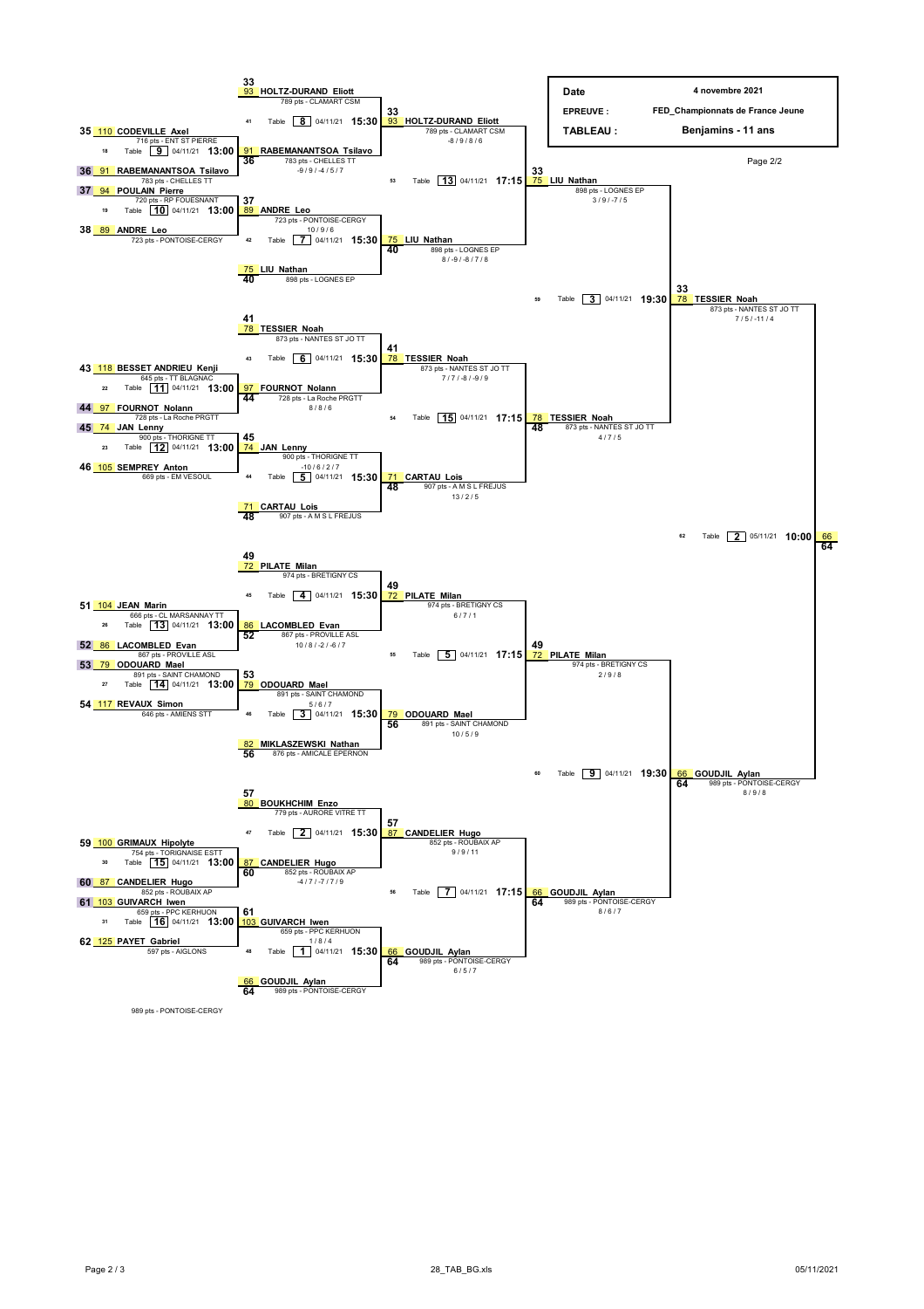| Date | 4 novembre 2021 |
|---|---|
| EPREUVE : | FED_Championnats de France Jeune |
| TABLEAU : | Benjamins - 11 ans |

Page 2/2

## Premier tour (13:00, 04/11/21)

| Match | Table | Joueur 1 | Joueur 2 | Vainqueur | Score |
|---|---|---|---|---|---|
| 18 | 9 | 35 - 110 CODEVILLE Axel (716 pts - ENT ST PIERRE) | 36 - 91 RABEMANANTSOA Tsilavo (783 pts - CHELLES TT) | 36 - 91 RABEMANANTSOA Tsilavo (783 pts - CHELLES TT) | -9 / 9 / -4 / 5 / 7 |
| 19 | 10 | 37 - 94 POULAIN Pierre (720 pts - RP FOUESNANT) | 38 - 89 ANDRE Leo (723 pts - PONTOISE-CERGY) | 37 - 89 ANDRE Leo (723 pts - PONTOISE-CERGY) | 10 / 9 / 6 |
| 22 | 11 | 43 - 118 BESSET ANDRIEU Kenji (645 pts - TT BLAGNAC) | 44 - 97 FOURNOT Nolann (728 pts - La Roche PRGTT) | 44 - 97 FOURNOT Nolann (728 pts - La Roche PRGTT) | 8 / 8 / 6 |
| 23 | 12 | 45 - 74 JAN Lenny (900 pts - THORIGNE TT) | 46 - 105 SEMPREY Anton (669 pts - EM VESOUL) | 45 - 74 JAN Lenny (900 pts - THORIGNE TT) | -10 / 6 / 2 / 7 |
| 26 | 13 | 51 - 104 JEAN Marin (666 pts - CL MARSANNAY TT) | 52 - 86 LACOMBLED Evan (867 pts - PROVILLE ASL) | 52 - 86 LACOMBLED Evan (867 pts - PROVILLE ASL) | 10 / 8 / -2 / -6 / 7 |
| 27 | 14 | 53 - 79 ODOUARD Mael (891 pts - SAINT CHAMOND) | 54 - 117 REVAUX Simon (646 pts - AMIENS STT) | 53 - 79 ODOUARD Mael (891 pts - SAINT CHAMOND) | 5 / 6 / 7 |
| 30 | 15 | 59 - 100 GRIMAUX Hipolyte (754 pts - TORIGNAISE ESTT) | 60 - 87 CANDELIER Hugo (852 pts - ROUBAIX AP) | 60 - 87 CANDELIER Hugo (852 pts - ROUBAIX AP) | -4 / 7 / -7 / 7 / 9 |
| 31 | 16 | 61 - 103 GUIVARCH Iwen (659 pts - PPC KERHUON) | 62 - 125 PAYET Gabriel (597 pts - AIGLONS) | 61 - 103 GUIVARCH Iwen (659 pts - PPC KERHUON) | 1 / 8 / 4 |

## Deuxième tour (15:30, 04/11/21)

| Match | Table | Joueur 1 | Joueur 2 | Vainqueur | Score |
|---|---|---|---|---|---|
| 41 | 8 | 33 - 93 HOLTZ-DURAND Eliott (789 pts - CLAMART CSM) | 36 - 91 RABEMANANTSOA Tsilavo | 33 - 93 HOLTZ-DURAND Eliott (789 pts - CLAMART CSM) | -8 / 9 / 8 / 6 |
| 42 | 7 | 37 - 89 ANDRE Leo | 40 - 75 LIU Nathan (898 pts - LOGNES EP) | 40 - 75 LIU Nathan (898 pts - LOGNES EP) | 8 / -9 / -8 / 7 / 8 |
| 43 | 6 | 41 - 78 TESSIER Noah (873 pts - NANTES ST JO TT) | 44 - 97 FOURNOT Nolann | 41 - 78 TESSIER Noah (873 pts - NANTES ST JO TT) | 7 / 7 / -8 / -9 / 9 |
| 44 | 5 | 45 - 74 JAN Lenny | 48 - 71 CARTAU Lois (907 pts - A M S L FREJUS) | 48 - 71 CARTAU Lois (907 pts - A M S L FREJUS) | 13 / 2 / 5 |
| 45 | 4 | 49 - 72 PILATE Milan (974 pts - BRETIGNY CS) | 52 - 86 LACOMBLED Evan | 49 - 72 PILATE Milan (974 pts - BRETIGNY CS) | 6 / 7 / 1 |
| 46 | 3 | 53 - 79 ODOUARD Mael | 56 - 82 MIKLASZEWSKI Nathan (876 pts - AMICALE EPERNON) | 56 - 79 ODOUARD Mael (891 pts - SAINT CHAMOND) | 10 / 5 / 9 |
| 47 | 2 | 57 - 80 BOUKHCHIM Enzo (779 pts - AURORE VITRE TT) | 60 - 87 CANDELIER Hugo | 57 - 87 CANDELIER Hugo (852 pts - ROUBAIX AP) | 9 / 9 / 11 |
| 48 | 1 | 61 - 103 GUIVARCH Iwen | 64 - 66 GOUDJIL Aylan (989 pts - PONTOISE-CERGY) | 64 - 66 GOUDJIL Aylan (989 pts - PONTOISE-CERGY) | 6 / 5 / 7 |

## Troisième tour (17:15, 04/11/21)

| Match | Table | Joueur 1 | Joueur 2 | Vainqueur | Score |
|---|---|---|---|---|---|
| 53 | 13 | 33 - 93 HOLTZ-DURAND Eliott | 40 - 75 LIU Nathan | 33 - 75 LIU Nathan (898 pts - LOGNES EP) | 3 / 9 / -7 / 5 |
| 54 | 15 | 41 - 78 TESSIER Noah | 48 - 71 CARTAU Lois | 48 - 78 TESSIER Noah (873 pts - NANTES ST JO TT) | 4 / 7 / 5 |
| 55 | 5 | 49 - 72 PILATE Milan | 56 - 79 ODOUARD Mael | 49 - 72 PILATE Milan (974 pts - BRETIGNY CS) | 2 / 9 / 8 |
| 56 | 7 | 57 - 87 CANDELIER Hugo | 64 - 66 GOUDJIL Aylan | 64 - 66 GOUDJIL Aylan (989 pts - PONTOISE-CERGY) | 8 / 6 / 7 |

## Quatrième tour (19:30, 04/11/21)

| Match | Table | Joueur 1 | Joueur 2 | Vainqueur | Score |
|---|---|---|---|---|---|
| 59 | 3 | 33 - 75 LIU Nathan | 48 - 78 TESSIER Noah | 33 - 78 TESSIER Noah (873 pts - NANTES ST JO TT) | 7 / 5 / -11 / 4 |
| 60 | 9 | 49 - 72 PILATE Milan | 64 - 66 GOUDJIL Aylan | 64 - 66 GOUDJIL Aylan (989 pts - PONTOISE-CERGY) | 8 / 9 / 8 |

## Finale (10:00, 05/11/21)

| Match | Table | Joueur 1 | Joueur 2 | Vainqueur |
|---|---|---|---|---|
| 62 | 2 | 33 - 78 TESSIER Noah | 64 - 66 GOUDJIL Aylan | 64 - 66 |

989 pts - PONTOISE-CERGY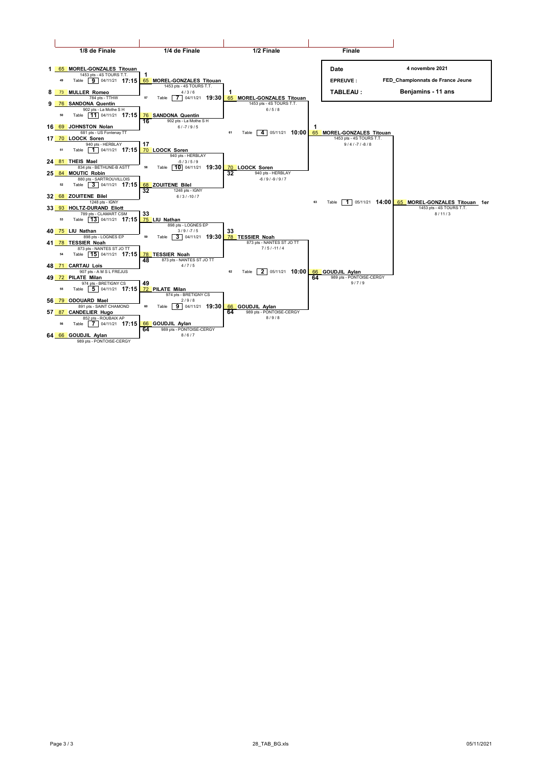| 1/8 de Finale | 1/4 de Finale | 1/2 Finale | Finale |
|---|---|---|---|

| | |
|---|---|
| Date | 4 novembre 2021 |
| EPREUVE : | FED_Championnats de France Jeune |
| TABLEAU : | Benjamins - 11 ans |

**1/8 de Finale**

1 65 MOREL-GONZALES Titouan
1453 pts - 4S TOURS T.T.
49 Table 9 04/11/21 17:15
8 73 MULLER Romeo
784 pts - TTHW

9 76 SANDONA Quentin
902 pts - La Mothe S H
50 Table 11 04/11/21 17:15
16 69 JOHNSTON Nolan
681 pts - US Fontenay TT

17 70 LOOCK Soren
940 pts - HERBLAY
51 Table 1 04/11/21 17:15
24 81 THEIS Mael
834 pts - BETHUNE-B ASTT

25 84 MOUTIC Robin
880 pts - SARTROUVILLOIS
52 Table 3 04/11/21 17:15
32 68 ZOUITENE Bilel
1248 pts - IGNY

33 93 HOLTZ-DURAND Eliott
789 pts - CLAMART CSM
53 Table 13 04/11/21 17:15
40 75 LIU Nathan
898 pts - LOGNES EP

41 78 TESSIER Noah
873 pts - NANTES ST JO TT
54 Table 15 04/11/21 17:15
48 71 CARTAU Lois
907 pts - A M S L FREJUS

49 72 PILATE Milan
974 pts - BRETIGNY CS
55 Table 5 04/11/21 17:15
56 79 ODOUARD Mael
891 pts - SAINT CHAMOND

57 87 CANDELIER Hugo
852 pts - ROUBAIX AP
56 Table 7 04/11/21 17:15
64 66 GOUDJIL Aylan
989 pts - PONTOISE-CERGY

**1/4 de Finale**

1 65 MOREL-GONZALES Titouan
1453 pts - 4S TOURS T.T.
4 / 3 / 6
57 Table 7 04/11/21 19:30
16 76 SANDONA Quentin
902 pts - La Mothe S H
6 / -7 / 9 / 5

17 70 LOOCK Soren
940 pts - HERBLAY
-5 / 3 / 5 / 9
58 Table 10 04/11/21 19:30
32 68 ZOUITENE Bilel
1248 pts - IGNY
6 / 3 / -10 / 7

33 75 LIU Nathan
898 pts - LOGNES EP
3 / 9 / -7 / 5
59 Table 3 04/11/21 19:30
48 78 TESSIER Noah
873 pts - NANTES ST JO TT
4 / 7 / 5

49 72 PILATE Milan
974 pts - BRETIGNY CS
2 / 9 / 8
60 Table 9 04/11/21 19:30
64 66 GOUDJIL Aylan
989 pts - PONTOISE-CERGY
8 / 6 / 7

**1/2 Finale**

1 65 MOREL-GONZALES Titouan
1453 pts - 4S TOURS T.T.
6 / 5 / 8
61 Table 4 05/11/21 10:00
32 70 LOOCK Soren
940 pts - HERBLAY
-6 / 9 / -9 / 9 / 7

33 78 TESSIER Noah
873 pts - NANTES ST JO TT
7 / 5 / -11 / 4
62 Table 2 05/11/21 10:00
64 66 GOUDJIL Aylan
989 pts - PONTOISE-CERGY
8 / 9 / 8

**Finale**

1 65 MOREL-GONZALES Titouan
1453 pts - 4S TOURS T.T.
9 / 4 / -7 / -8 / 8
63 Table 1 05/11/21 14:00
64 66 GOUDJIL Aylan
989 pts - PONTOISE-CERGY
9 / 7 / 9

65 MOREL-GONZALES Titouan 1er
1453 pts - 4S TOURS T.T.
8 / 11 / 3